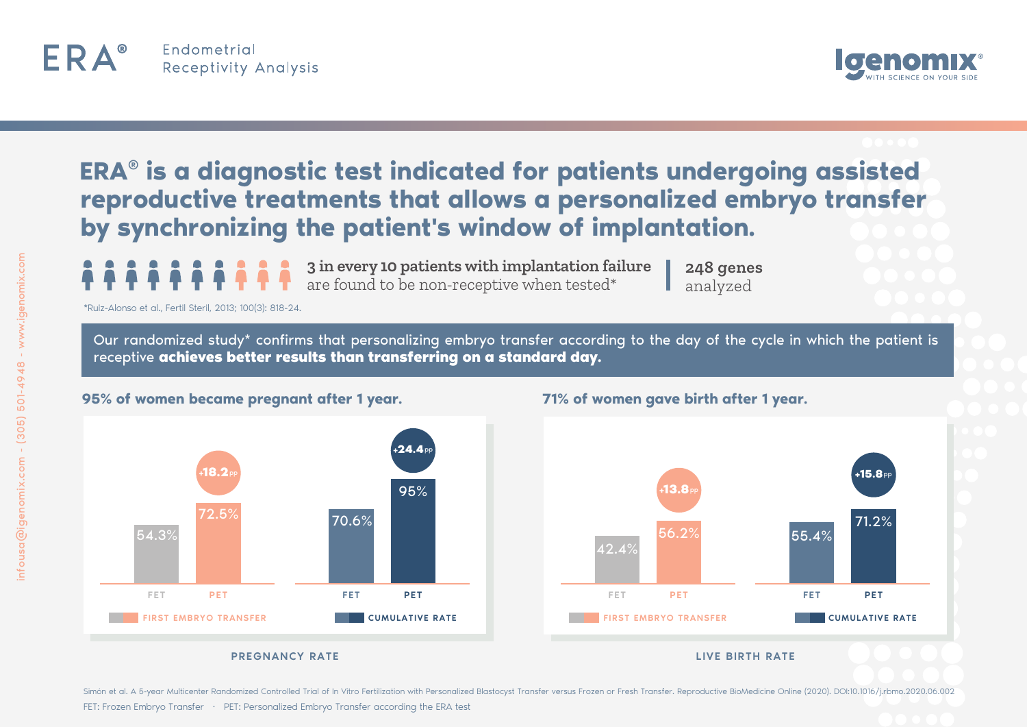ERA® Endometrial Receptivity Analysis

Igenomix® WITH SCIENCE ON YOUR SIDE

# ERA® is a diagnostic test indicated for patients undergoing assisted reproductive treatments that allows a personalized embryo transfer by synchronizing the patient's window of implantation.

**3 in every 10 patients with implantation failure** are found to be non-receptive when tested*

**248 genes** analyzed

*Ruiz-Alonso et al., Fertil Steril, 2013; 100(3): 818-24.

Our randomized study* confirms that personalizing embryo transfer according to the day of the cycle in which the patient is receptive **achieves better results than transferring on a standard day.**

## 95% of women became pregnant after 1 year.

**PREGNANCY RATE**

| | FET | PET | Difference |
|---|---|---|---|
| First embryo transfer | 54.3% | 72.5% | +18.2 pp |
| Cumulative rate | 70.6% | 95% | +24.4 pp |

## 71% of women gave birth after 1 year.

**LIVE BIRTH RATE**

| | FET | PET | Difference |
|---|---|---|---|
| First embryo transfer | 42.4% | 56.2% | +13.8 pp |
| Cumulative rate | 55.4% | 71.2% | +15.8 pp |

Simón et al. A 5-year Multicenter Randomized Controlled Trial of In Vitro Fertilization with Personalized Blastocyst Transfer versus Frozen or Fresh Transfer. Reproductive BioMedicine Online (2020). DOI:10.1016/j.rbmo.2020.06.002

FET: Frozen Embryo Transfer · PET: Personalized Embryo Transfer according the ERA test

infousa@igenomix.com - (305) 501-4948 - www.igenomix.com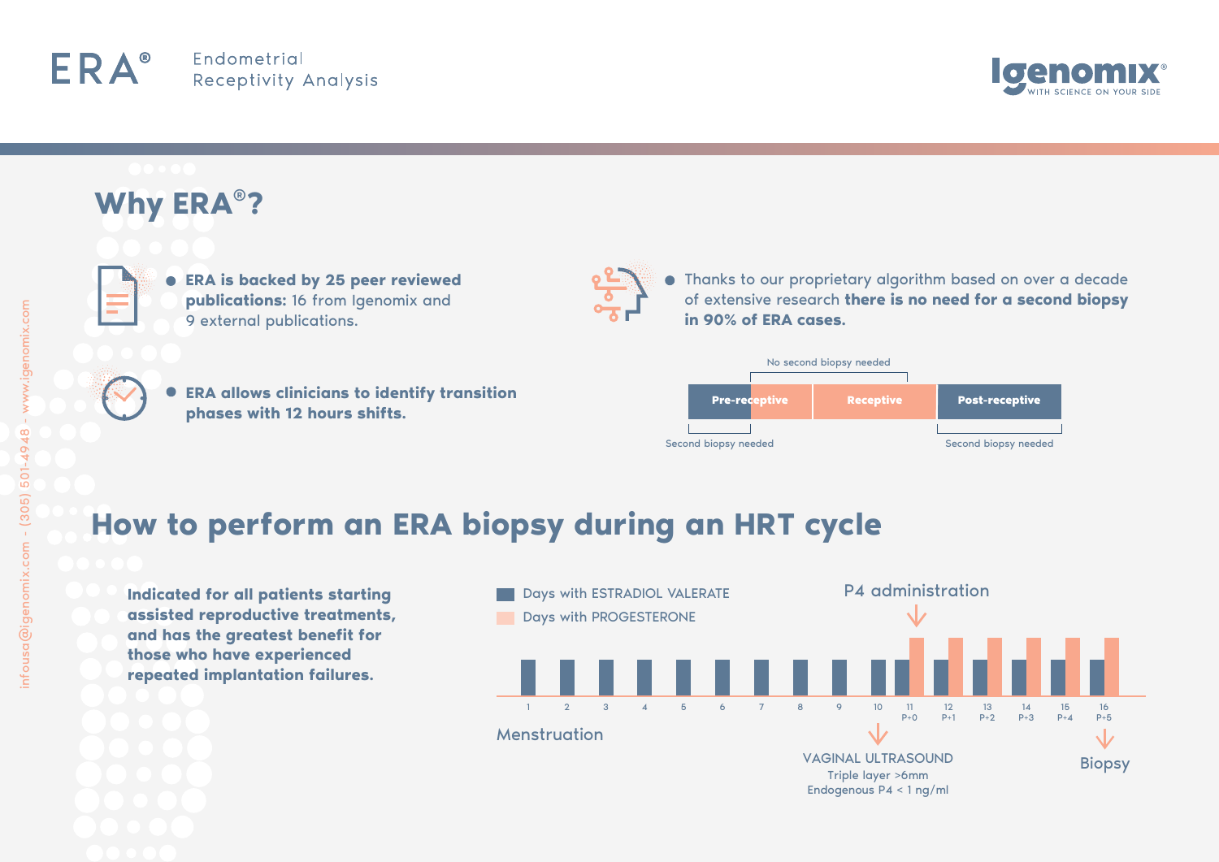ERA® Endometrial Receptivity Analysis

Igenomix® WITH SCIENCE ON YOUR SIDE

infousa@igenomix.com - (305) 501-4948 - www.igenomix.com

## Why ERA®?

- **ERA is backed by 25 peer reviewed publications:** 16 from Igenomix and 9 external publications.
- **ERA allows clinicians to identify transition phases with 12 hours shifts.**
- Thanks to our proprietary algorithm based on over a decade of extensive research **there is no need for a second biopsy in 90% of ERA cases.**

No second biopsy needed

Pre-receptive
Receptive
Post-receptive

Second biopsy needed
Second biopsy needed

## How to perform an ERA biopsy during an HRT cycle

**Indicated for all patients starting assisted reproductive treatments, and has the greatest benefit for those who have experienced repeated implantation failures.**

Days with ESTRADIOL VALERATE
Days with PROGESTERONE

P4 administration

1 2 3 4 5 6 7 8 9 10 11 12 13 14 15 16
P+0 P+1 P+2 P+3 P+4 P+5

Menstruation

VAGINAL ULTRASOUND
Triple layer >6mm
Endogenous P4 < 1 ng/ml

Biopsy